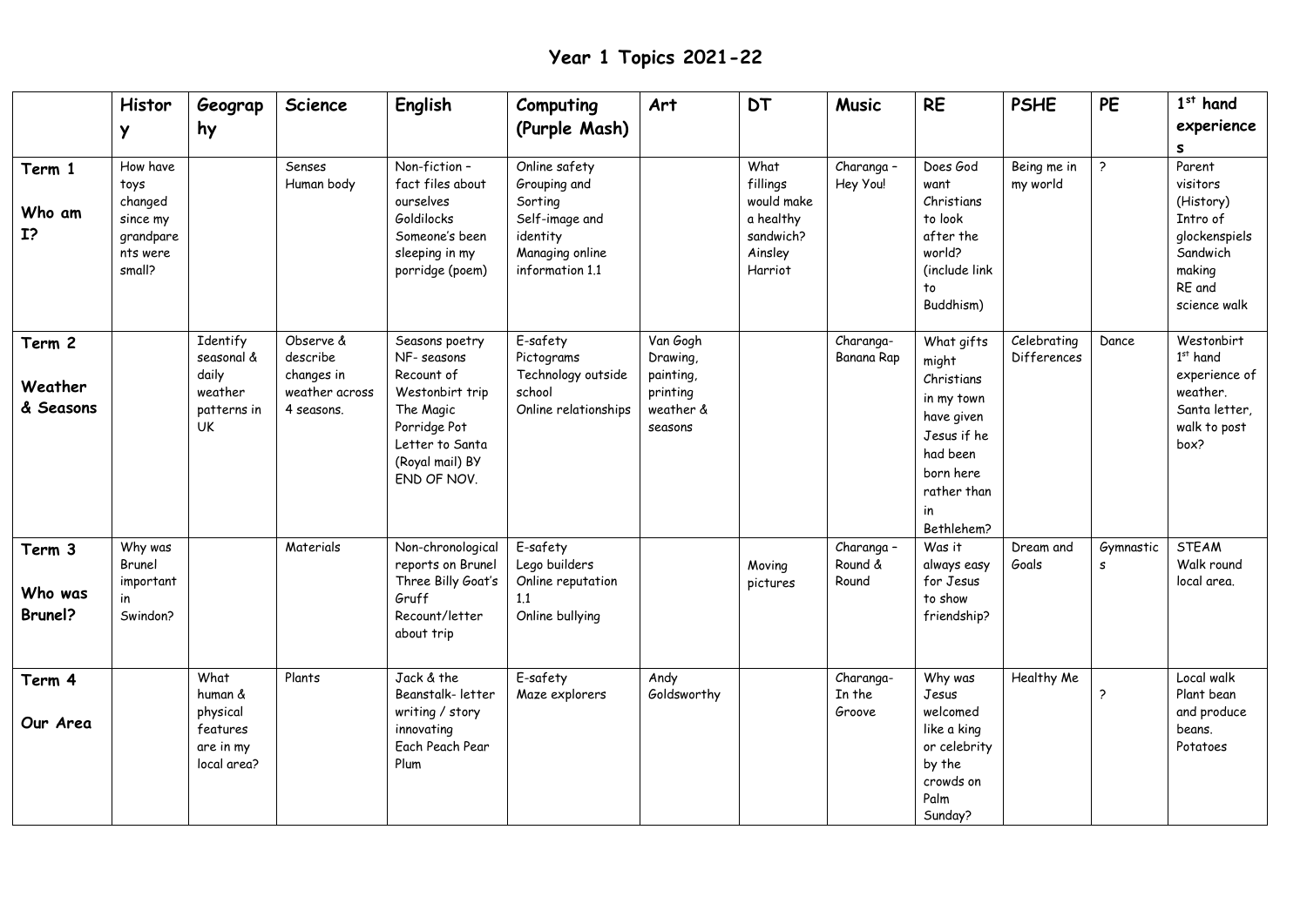# Year 1 Topics 2021-22

| | History | Geography | Science | English | Computing (Purple Mash) | Art | DT | Music | RE | PSHE | PE | 1st hand experiences |
|---|---|---|---|---|---|---|---|---|---|---|---|---|
| **Term 1** **Who am I?** | How have toys changed since my grandparents were small? | | Senses Human body | Non-fiction – fact files about ourselves Goldilocks Someone's been sleeping in my porridge (poem) | Online safety Grouping and Sorting Self-image and identity Managing online information 1.1 | | What fillings would make a healthy sandwich? Ainsley Harriot | Charanga – Hey You! | Does God want Christians to look after the world? (include link to Buddhism) | Being me in my world | ? | Parent visitors (History) Intro of glockenspiels Sandwich making RE and science walk |
| **Term 2** **Weather & Seasons** | | Identify seasonal & daily weather patterns in UK | Observe & describe changes in weather across 4 seasons. | Seasons poetry NF- seasons Recount of Westonbirt trip The Magic Porridge Pot Letter to Santa (Royal mail) BY END OF NOV. | E-safety Pictograms Technology outside school Online relationships | Van Gogh Drawing, painting, printing weather & seasons | | Charanga- Banana Rap | What gifts might Christians in my town have given Jesus if he had been born here rather than in Bethlehem? | Celebrating Differences | Dance | Westonbirt 1st hand experience of weather. Santa letter, walk to post box? |
| **Term 3** **Who was Brunel?** | Why was Brunel important in Swindon? | | Materials | Non-chronological reports on Brunel Three Billy Goat's Gruff Recount/letter about trip | E-safety Lego builders Online reputation 1.1 Online bullying | | Moving pictures | Charanga – Round & Round | Was it always easy for Jesus to show friendship? | Dream and Goals | Gymnastics | STEAM Walk round local area. |
| **Term 4** **Our Area** | | What human & physical features are in my local area? | Plants | Jack & the Beanstalk- letter writing / story innovating Each Peach Pear Plum | E-safety Maze explorers | Andy Goldsworthy | | Charanga- In the Groove | Why was Jesus welcomed like a king or celebrity by the crowds on Palm Sunday? | Healthy Me | ? | Local walk Plant bean and produce beans. Potatoes |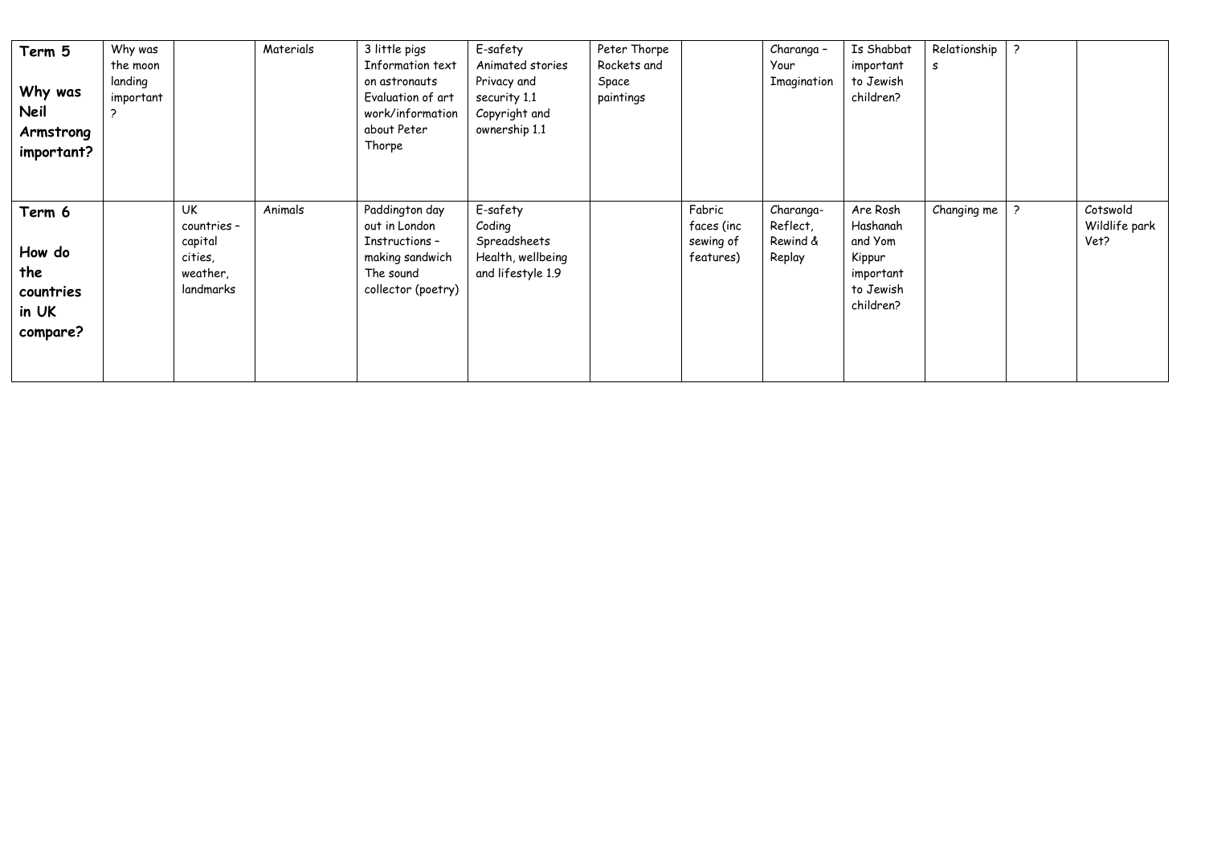| | | | | | | | | | | | | |
|---|---|---|---|---|---|---|---|---|---|---|---|---|
| **Term 5**<br><br>**Why was Neil Armstrong important?** | Why was the moon landing important ? | | Materials | 3 little pigs<br>Information text on astronauts<br>Evaluation of art work/information about Peter Thorpe | E-safety<br>Animated stories<br>Privacy and security 1.1<br>Copyright and ownership 1.1 | Peter Thorpe Rockets and Space paintings | | Charanga – Your Imagination | Is Shabbat important to Jewish children? | Relationships | ? | |
| **Term 6**<br><br>**How do the countries in UK compare?** | | UK countries – capital cities, weather, landmarks | Animals | Paddington day out in London<br>Instructions – making sandwich<br>The sound collector (poetry) | E-safety<br>Coding<br>Spreadsheets<br>Health, wellbeing and lifestyle 1.9 | | Fabric faces (inc sewing of features) | Charanga- Reflect, Rewind & Replay | Are Rosh Hashanah and Yom Kippur important to Jewish children? | Changing me | ? | Cotswold Wildlife park Vet? |